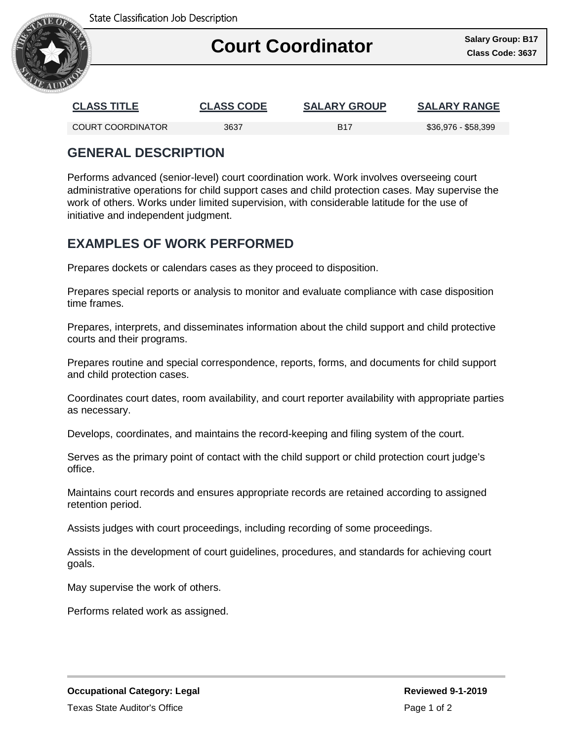State Classification Job Description

# Court Coordinator

**Salary Group: B17**
**Class Code: 3637**

| CLASS TITLE | CLASS CODE | SALARY GROUP | SALARY RANGE |
| --- | --- | --- | --- |
| COURT COORDINATOR | 3637 | B17 | $36,976 - $58,399 |

## GENERAL DESCRIPTION

Performs advanced (senior-level) court coordination work. Work involves overseeing court administrative operations for child support cases and child protection cases. May supervise the work of others. Works under limited supervision, with considerable latitude for the use of initiative and independent judgment.

## EXAMPLES OF WORK PERFORMED

Prepares dockets or calendars cases as they proceed to disposition.

Prepares special reports or analysis to monitor and evaluate compliance with case disposition time frames.

Prepares, interprets, and disseminates information about the child support and child protective courts and their programs.

Prepares routine and special correspondence, reports, forms, and documents for child support and child protection cases.

Coordinates court dates, room availability, and court reporter availability with appropriate parties as necessary.

Develops, coordinates, and maintains the record-keeping and filing system of the court.

Serves as the primary point of contact with the child support or child protection court judge's office.

Maintains court records and ensures appropriate records are retained according to assigned retention period.

Assists judges with court proceedings, including recording of some proceedings.

Assists in the development of court guidelines, procedures, and standards for achieving court goals.

May supervise the work of others.

Performs related work as assigned.

**Occupational Category: Legal**

**Reviewed 9-1-2019**

Texas State Auditor's Office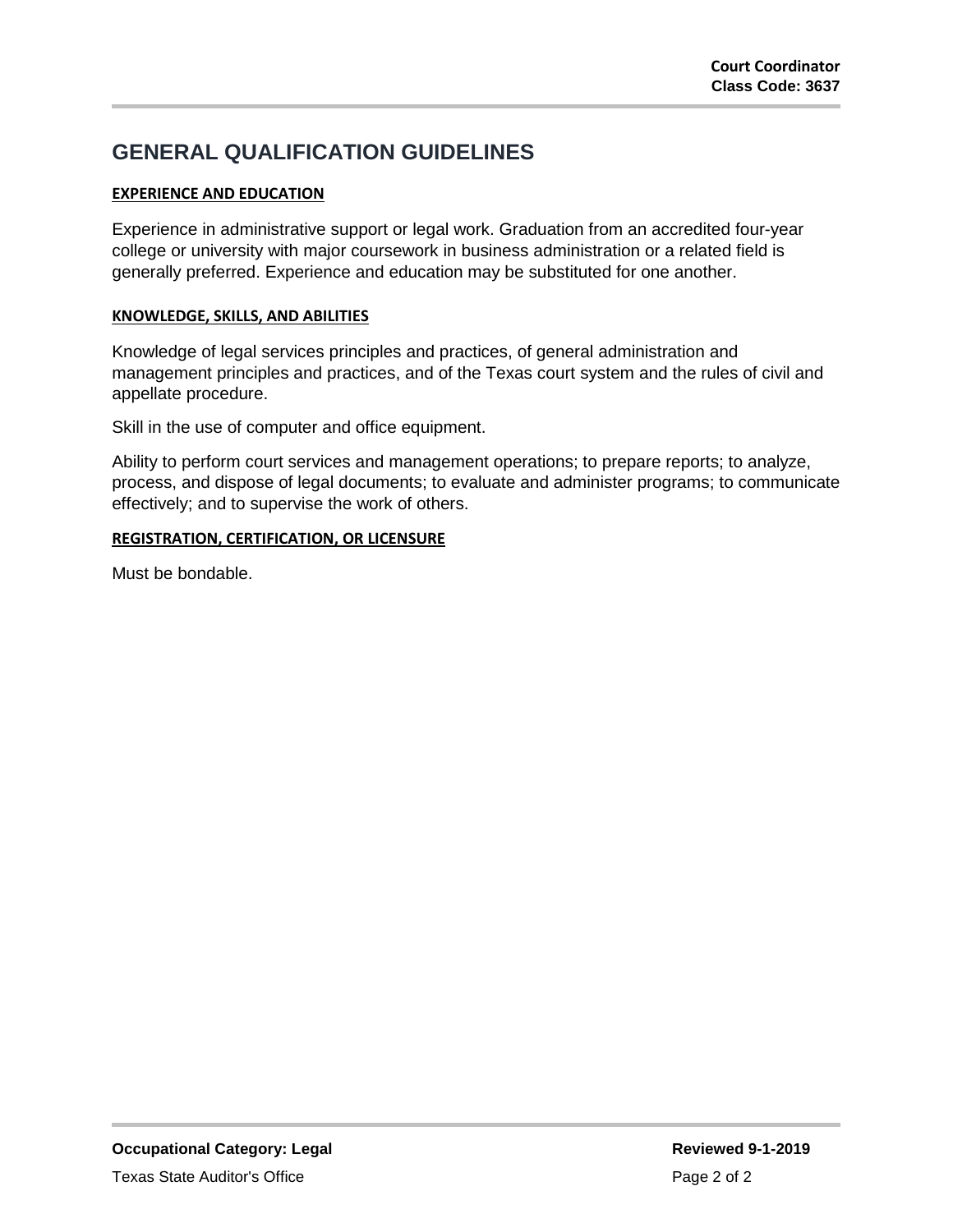# GENERAL QUALIFICATION GUIDELINES

## EXPERIENCE AND EDUCATION

Experience in administrative support or legal work. Graduation from an accredited four-year college or university with major coursework in business administration or a related field is generally preferred. Experience and education may be substituted for one another.

## KNOWLEDGE, SKILLS, AND ABILITIES

Knowledge of legal services principles and practices, of general administration and management principles and practices, and of the Texas court system and the rules of civil and appellate procedure.

Skill in the use of computer and office equipment.

Ability to perform court services and management operations; to prepare reports; to analyze, process, and dispose of legal documents; to evaluate and administer programs; to communicate effectively; and to supervise the work of others.

## REGISTRATION, CERTIFICATION, OR LICENSURE

Must be bondable.